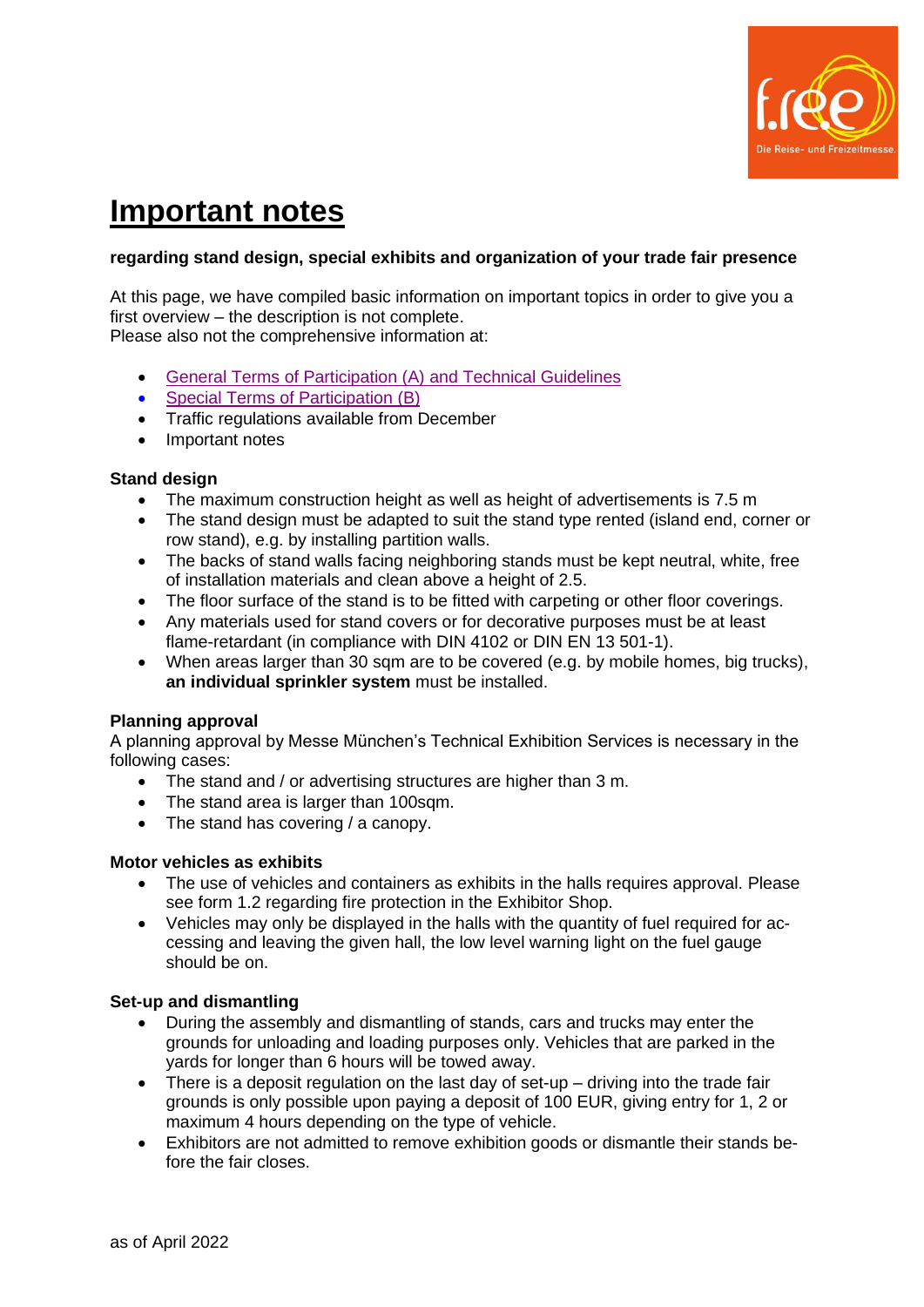# Important notes

**regarding stand design, special exhibits and organization of your trade fair presence**

At this page, we have compiled basic information on important topics in order to give you a first overview – the description is not complete.
Please also not the comprehensive information at:

- General Terms of Participation (A) and Technical Guidelines
- Special Terms of Participation (B)
- Traffic regulations available from December
- Important notes

**Stand design**

- The maximum construction height as well as height of advertisements is 7.5 m
- The stand design must be adapted to suit the stand type rented (island end, corner or row stand), e.g. by installing partition walls.
- The backs of stand walls facing neighboring stands must be kept neutral, white, free of installation materials and clean above a height of 2.5.
- The floor surface of the stand is to be fitted with carpeting or other floor coverings.
- Any materials used for stand covers or for decorative purposes must be at least flame-retardant (in compliance with DIN 4102 or DIN EN 13 501-1).
- When areas larger than 30 sqm are to be covered (e.g. by mobile homes, big trucks), **an individual sprinkler system** must be installed.

**Planning approval**

A planning approval by Messe München's Technical Exhibition Services is necessary in the following cases:

- The stand and / or advertising structures are higher than 3 m.
- The stand area is larger than 100sqm.
- The stand has covering / a canopy.

**Motor vehicles as exhibits**

- The use of vehicles and containers as exhibits in the halls requires approval. Please see form 1.2 regarding fire protection in the Exhibitor Shop.
- Vehicles may only be displayed in the halls with the quantity of fuel required for accessing and leaving the given hall, the low level warning light on the fuel gauge should be on.

**Set-up and dismantling**

- During the assembly and dismantling of stands, cars and trucks may enter the grounds for unloading and loading purposes only. Vehicles that are parked in the yards for longer than 6 hours will be towed away.
- There is a deposit regulation on the last day of set-up – driving into the trade fair grounds is only possible upon paying a deposit of 100 EUR, giving entry for 1, 2 or maximum 4 hours depending on the type of vehicle.
- Exhibitors are not admitted to remove exhibition goods or dismantle their stands before the fair closes.

as of April 2022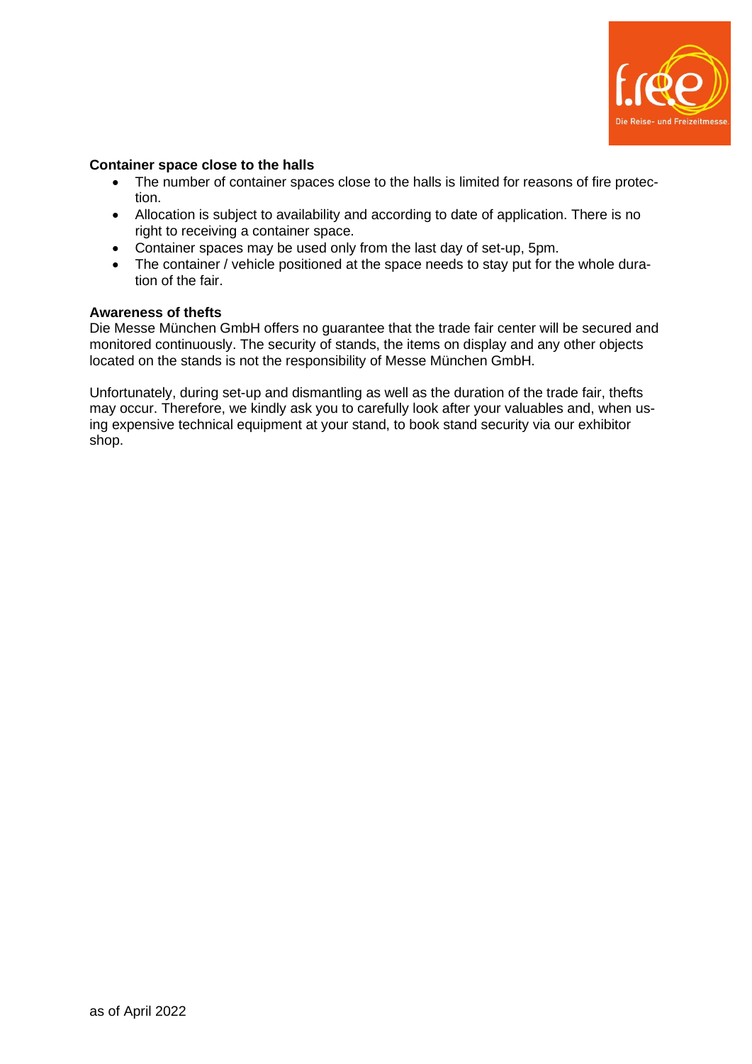**Container space close to the halls**

- The number of container spaces close to the halls is limited for reasons of fire protection.
- Allocation is subject to availability and according to date of application. There is no right to receiving a container space.
- Container spaces may be used only from the last day of set-up, 5pm.
- The container / vehicle positioned at the space needs to stay put for the whole duration of the fair.

**Awareness of thefts**

Die Messe München GmbH offers no guarantee that the trade fair center will be secured and monitored continuously. The security of stands, the items on display and any other objects located on the stands is not the responsibility of Messe München GmbH.

Unfortunately, during set-up and dismantling as well as the duration of the trade fair, thefts may occur. Therefore, we kindly ask you to carefully look after your valuables and, when using expensive technical equipment at your stand, to book stand security via our exhibitor shop.

as of April 2022